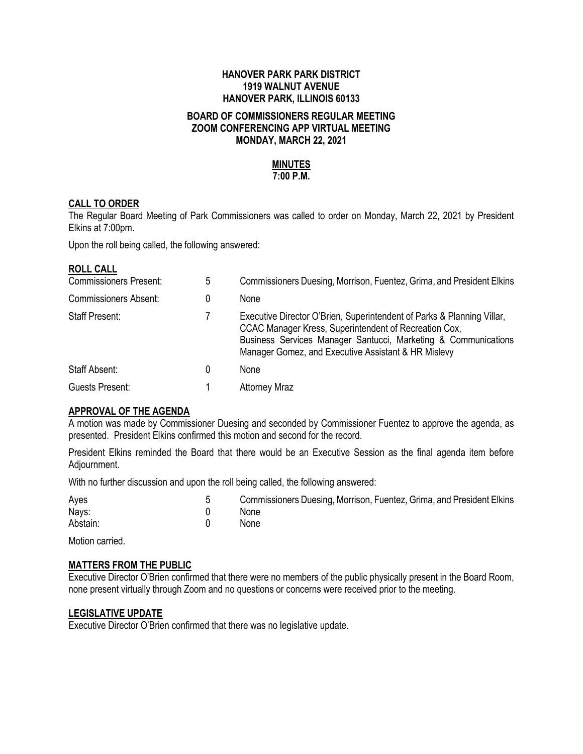**HANOVER PARK PARK DISTRICT**
**1919 WALNUT AVENUE**
**HANOVER PARK, ILLINOIS 60133**

**BOARD OF COMMISSIONERS REGULAR MEETING**
**ZOOM CONFERENCING APP VIRTUAL MEETING**
**MONDAY, MARCH 22, 2021**

**MINUTES**
**7:00 P.M.**

## CALL TO ORDER

The Regular Board Meeting of Park Commissioners was called to order on Monday, March 22, 2021 by President Elkins at 7:00pm.

Upon the roll being called, the following answered:

## ROLL CALL

| | | |
|---|---|---|
| Commissioners Present: | 5 | Commissioners Duesing, Morrison, Fuentez, Grima, and President Elkins |
| Commissioners Absent: | 0 | None |
| Staff Present: | 7 | Executive Director O'Brien, Superintendent of Parks & Planning Villar, CCAC Manager Kress, Superintendent of Recreation Cox, Business Services Manager Santucci, Marketing & Communications Manager Gomez, and Executive Assistant & HR Mislevy |
| Staff Absent: | 0 | None |
| Guests Present: | 1 | Attorney Mraz |

## APPROVAL OF THE AGENDA

A motion was made by Commissioner Duesing and seconded by Commissioner Fuentez to approve the agenda, as presented. President Elkins confirmed this motion and second for the record.

President Elkins reminded the Board that there would be an Executive Session as the final agenda item before Adjournment.

With no further discussion and upon the roll being called, the following answered:

| | | |
|---|---|---|
| Ayes | 5 | Commissioners Duesing, Morrison, Fuentez, Grima, and President Elkins |
| Nays: | 0 | None |
| Abstain: | 0 | None |

Motion carried.

## MATTERS FROM THE PUBLIC

Executive Director O'Brien confirmed that there were no members of the public physically present in the Board Room, none present virtually through Zoom and no questions or concerns were received prior to the meeting.

## LEGISLATIVE UPDATE

Executive Director O'Brien confirmed that there was no legislative update.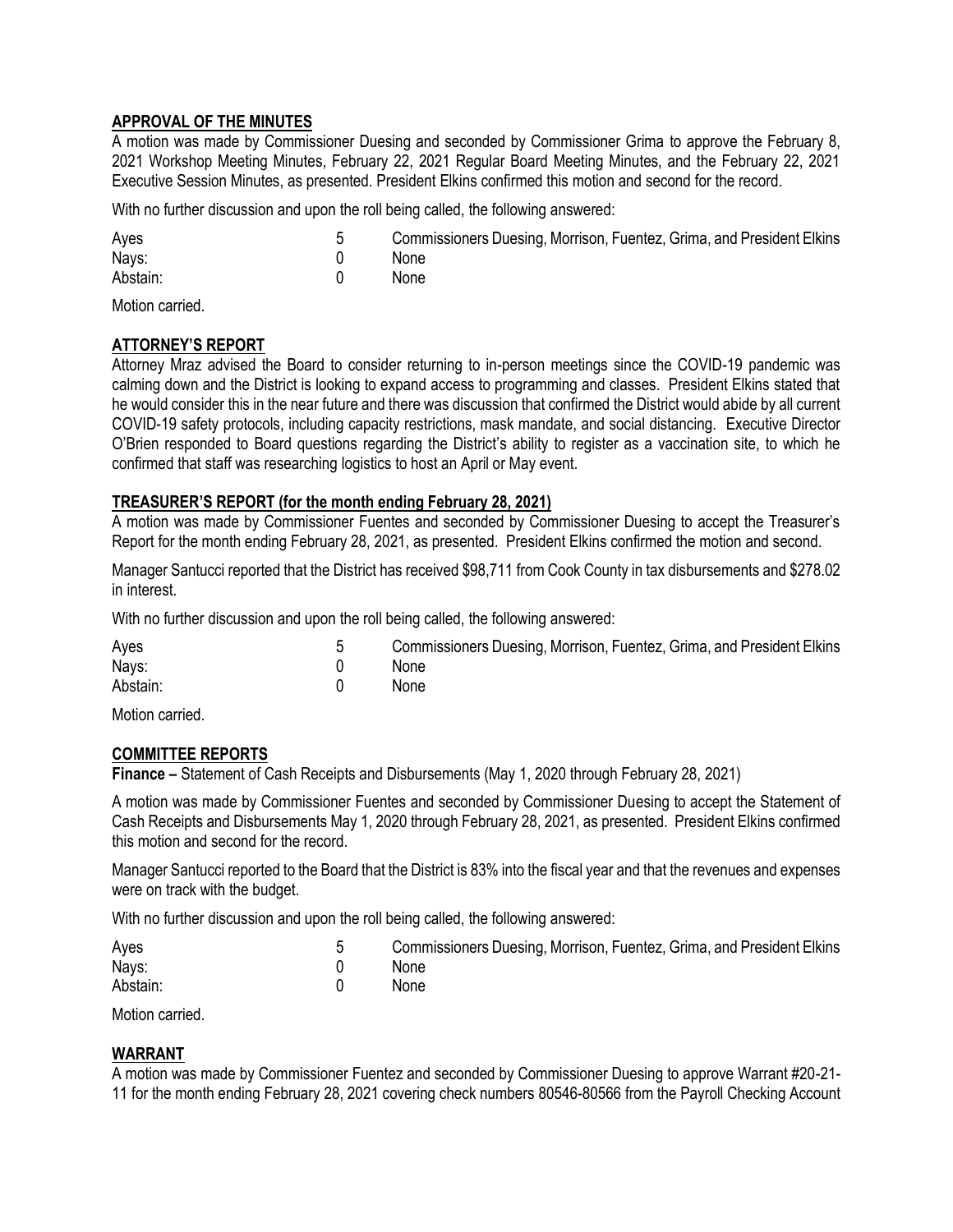## APPROVAL OF THE MINUTES

A motion was made by Commissioner Duesing and seconded by Commissioner Grima to approve the February 8, 2021 Workshop Meeting Minutes, February 22, 2021 Regular Board Meeting Minutes, and the February 22, 2021 Executive Session Minutes, as presented. President Elkins confirmed this motion and second for the record.

With no further discussion and upon the roll being called, the following answered:

| | | |
|---|---|---|
| Ayes | 5 | Commissioners Duesing, Morrison, Fuentez, Grima, and President Elkins |
| Nays: | 0 | None |
| Abstain: | 0 | None |

Motion carried.

## ATTORNEY'S REPORT

Attorney Mraz advised the Board to consider returning to in-person meetings since the COVID-19 pandemic was calming down and the District is looking to expand access to programming and classes. President Elkins stated that he would consider this in the near future and there was discussion that confirmed the District would abide by all current COVID-19 safety protocols, including capacity restrictions, mask mandate, and social distancing. Executive Director O'Brien responded to Board questions regarding the District's ability to register as a vaccination site, to which he confirmed that staff was researching logistics to host an April or May event.

## TREASURER'S REPORT (for the month ending February 28, 2021)

A motion was made by Commissioner Fuentes and seconded by Commissioner Duesing to accept the Treasurer's Report for the month ending February 28, 2021, as presented. President Elkins confirmed the motion and second.

Manager Santucci reported that the District has received $98,711 from Cook County in tax disbursements and $278.02 in interest.

With no further discussion and upon the roll being called, the following answered:

| | | |
|---|---|---|
| Ayes | 5 | Commissioners Duesing, Morrison, Fuentez, Grima, and President Elkins |
| Nays: | 0 | None |
| Abstain: | 0 | None |

Motion carried.

## COMMITTEE REPORTS

**Finance –** Statement of Cash Receipts and Disbursements (May 1, 2020 through February 28, 2021)

A motion was made by Commissioner Fuentes and seconded by Commissioner Duesing to accept the Statement of Cash Receipts and Disbursements May 1, 2020 through February 28, 2021, as presented. President Elkins confirmed this motion and second for the record.

Manager Santucci reported to the Board that the District is 83% into the fiscal year and that the revenues and expenses were on track with the budget.

With no further discussion and upon the roll being called, the following answered:

| | | |
|---|---|---|
| Ayes | 5 | Commissioners Duesing, Morrison, Fuentez, Grima, and President Elkins |
| Nays: | 0 | None |
| Abstain: | 0 | None |

Motion carried.

## WARRANT

A motion was made by Commissioner Fuentez and seconded by Commissioner Duesing to approve Warrant #20-21-11 for the month ending February 28, 2021 covering check numbers 80546-80566 from the Payroll Checking Account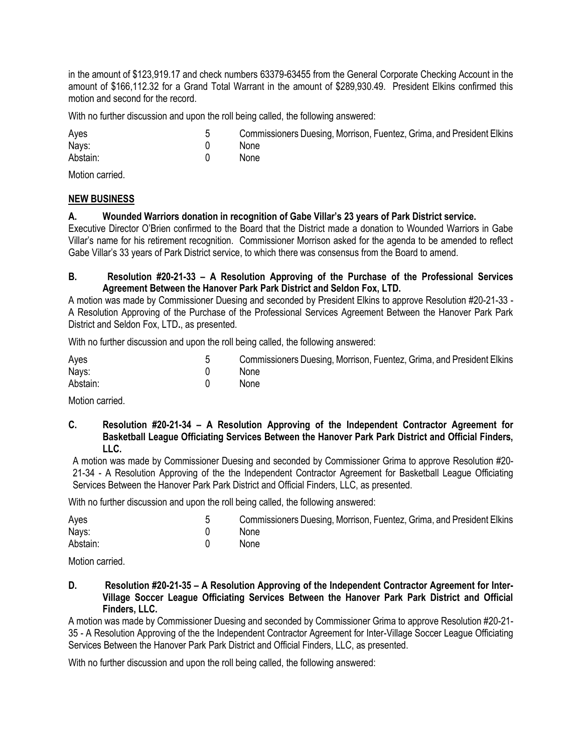in the amount of $123,919.17 and check numbers 63379-63455 from the General Corporate Checking Account in the amount of $166,112.32 for a Grand Total Warrant in the amount of $289,930.49. President Elkins confirmed this motion and second for the record.

With no further discussion and upon the roll being called, the following answered:

| | | |
|---|---|---|
| Ayes | 5 | Commissioners Duesing, Morrison, Fuentez, Grima, and President Elkins |
| Nays: | 0 | None |
| Abstain: | 0 | None |

Motion carried.

## NEW BUSINESS

**A. Wounded Warriors donation in recognition of Gabe Villar's 23 years of Park District service.**

Executive Director O'Brien confirmed to the Board that the District made a donation to Wounded Warriors in Gabe Villar's name for his retirement recognition. Commissioner Morrison asked for the agenda to be amended to reflect Gabe Villar's 33 years of Park District service, to which there was consensus from the Board to amend.

**B. Resolution #20-21-33 – A Resolution Approving of the Purchase of the Professional Services Agreement Between the Hanover Park Park District and Seldon Fox, LTD.**

A motion was made by Commissioner Duesing and seconded by President Elkins to approve Resolution #20-21-33 - A Resolution Approving of the Purchase of the Professional Services Agreement Between the Hanover Park Park District and Seldon Fox, LTD**.**, as presented.

With no further discussion and upon the roll being called, the following answered:

| | | |
|---|---|---|
| Ayes | 5 | Commissioners Duesing, Morrison, Fuentez, Grima, and President Elkins |
| Nays: | 0 | None |
| Abstain: | 0 | None |

Motion carried.

**C. Resolution #20-21-34 – A Resolution Approving of the Independent Contractor Agreement for Basketball League Officiating Services Between the Hanover Park Park District and Official Finders, LLC.**

A motion was made by Commissioner Duesing and seconded by Commissioner Grima to approve Resolution #20-21-34 - A Resolution Approving of the the Independent Contractor Agreement for Basketball League Officiating Services Between the Hanover Park Park District and Official Finders, LLC, as presented.

With no further discussion and upon the roll being called, the following answered:

| | | |
|---|---|---|
| Ayes | 5 | Commissioners Duesing, Morrison, Fuentez, Grima, and President Elkins |
| Nays: | 0 | None |
| Abstain: | 0 | None |

Motion carried.

**D. Resolution #20-21-35 – A Resolution Approving of the Independent Contractor Agreement for Inter-Village Soccer League Officiating Services Between the Hanover Park Park District and Official Finders, LLC.**

A motion was made by Commissioner Duesing and seconded by Commissioner Grima to approve Resolution #20-21-35 - A Resolution Approving of the the Independent Contractor Agreement for Inter-Village Soccer League Officiating Services Between the Hanover Park Park District and Official Finders, LLC, as presented.

With no further discussion and upon the roll being called, the following answered: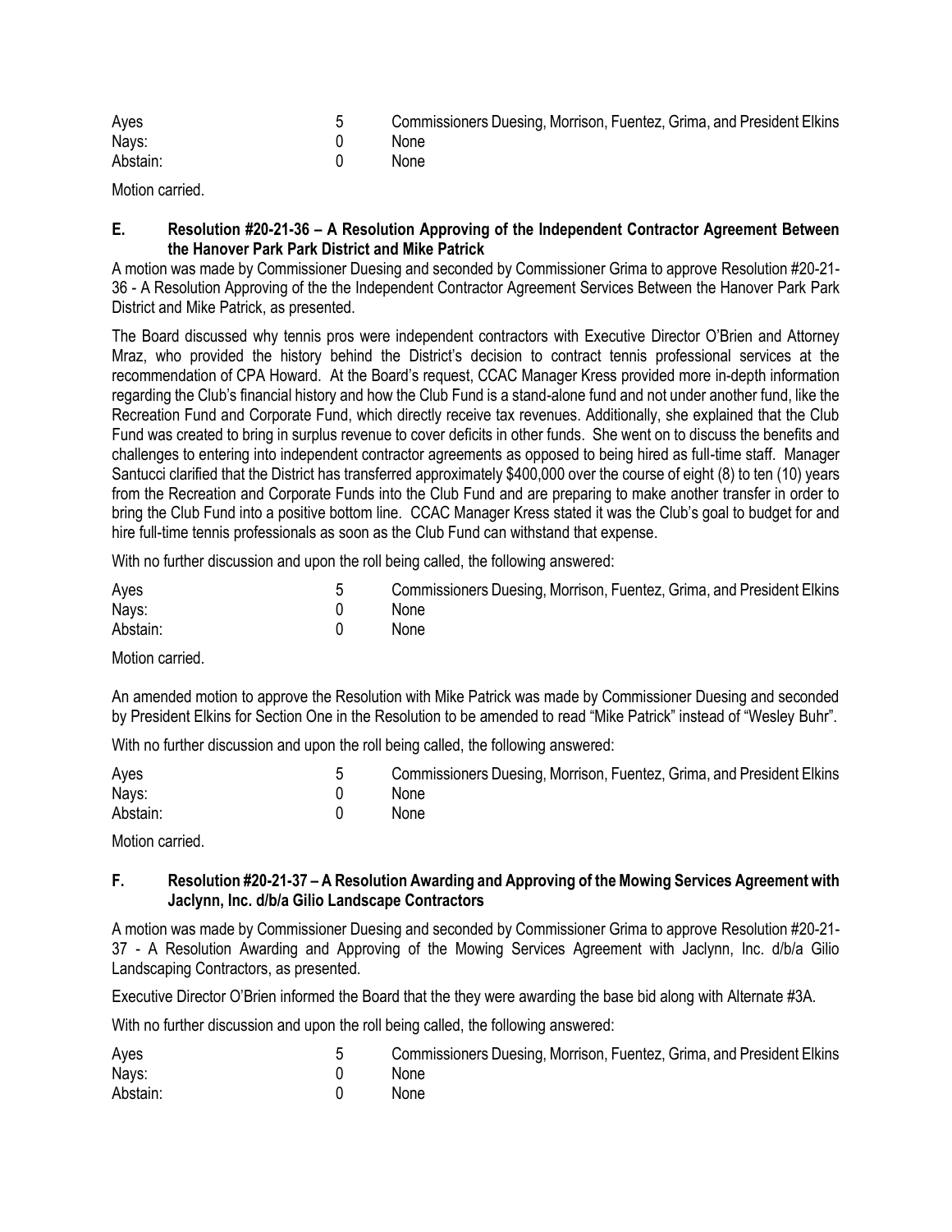| Ayes | 5 | Commissioners Duesing, Morrison, Fuentez, Grima, and President Elkins |
|---|---|---|
| Nays: | 0 | None |
| Abstain: | 0 | None |

Motion carried.

**E. Resolution #20-21-36 – A Resolution Approving of the Independent Contractor Agreement Between the Hanover Park Park District and Mike Patrick**

A motion was made by Commissioner Duesing and seconded by Commissioner Grima to approve Resolution #20-21-36 - A Resolution Approving of the the Independent Contractor Agreement Services Between the Hanover Park Park District and Mike Patrick, as presented.

The Board discussed why tennis pros were independent contractors with Executive Director O'Brien and Attorney Mraz, who provided the history behind the District's decision to contract tennis professional services at the recommendation of CPA Howard. At the Board's request, CCAC Manager Kress provided more in-depth information regarding the Club's financial history and how the Club Fund is a stand-alone fund and not under another fund, like the Recreation Fund and Corporate Fund, which directly receive tax revenues. Additionally, she explained that the Club Fund was created to bring in surplus revenue to cover deficits in other funds. She went on to discuss the benefits and challenges to entering into independent contractor agreements as opposed to being hired as full-time staff. Manager Santucci clarified that the District has transferred approximately $400,000 over the course of eight (8) to ten (10) years from the Recreation and Corporate Funds into the Club Fund and are preparing to make another transfer in order to bring the Club Fund into a positive bottom line. CCAC Manager Kress stated it was the Club's goal to budget for and hire full-time tennis professionals as soon as the Club Fund can withstand that expense.

With no further discussion and upon the roll being called, the following answered:

| Ayes | 5 | Commissioners Duesing, Morrison, Fuentez, Grima, and President Elkins |
|---|---|---|
| Nays: | 0 | None |
| Abstain: | 0 | None |

Motion carried.

An amended motion to approve the Resolution with Mike Patrick was made by Commissioner Duesing and seconded by President Elkins for Section One in the Resolution to be amended to read "Mike Patrick" instead of "Wesley Buhr".

With no further discussion and upon the roll being called, the following answered:

| Ayes | 5 | Commissioners Duesing, Morrison, Fuentez, Grima, and President Elkins |
|---|---|---|
| Nays: | 0 | None |
| Abstain: | 0 | None |

Motion carried.

**F. Resolution #20-21-37 – A Resolution Awarding and Approving of the Mowing Services Agreement with Jaclynn, Inc. d/b/a Gilio Landscape Contractors**

A motion was made by Commissioner Duesing and seconded by Commissioner Grima to approve Resolution #20-21-37 - A Resolution Awarding and Approving of the Mowing Services Agreement with Jaclynn, Inc. d/b/a Gilio Landscaping Contractors, as presented.

Executive Director O'Brien informed the Board that the they were awarding the base bid along with Alternate #3A.

With no further discussion and upon the roll being called, the following answered:

| Ayes | 5 | Commissioners Duesing, Morrison, Fuentez, Grima, and President Elkins |
|---|---|---|
| Nays: | 0 | None |
| Abstain: | 0 | None |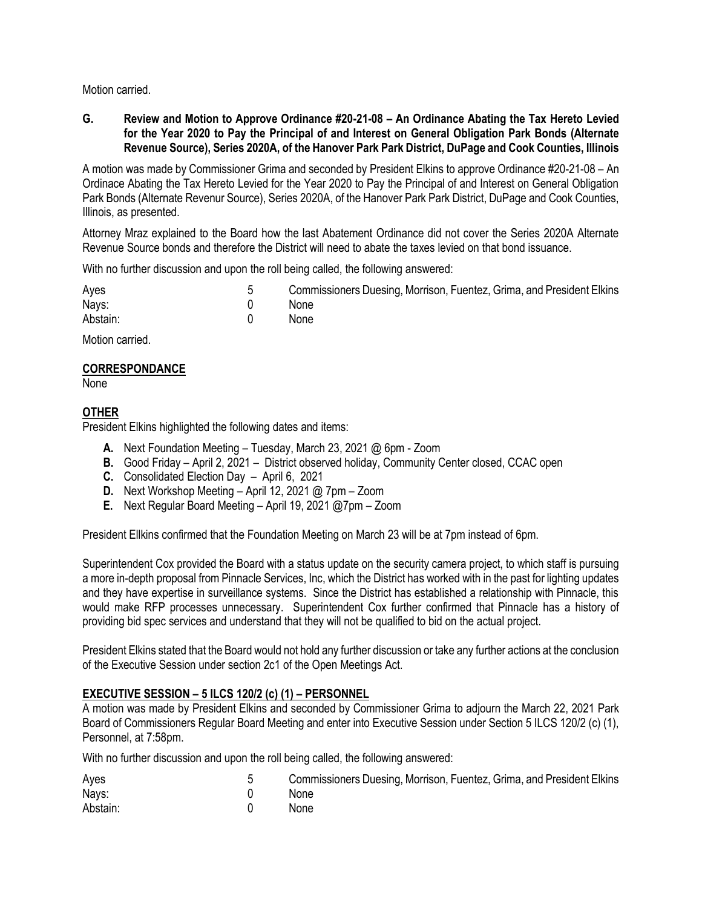Motion carried.

**G. Review and Motion to Approve Ordinance #20-21-08 – An Ordinance Abating the Tax Hereto Levied for the Year 2020 to Pay the Principal of and Interest on General Obligation Park Bonds (Alternate Revenue Source), Series 2020A, of the Hanover Park Park District, DuPage and Cook Counties, Illinois**

A motion was made by Commissioner Grima and seconded by President Elkins to approve Ordinance #20-21-08 – An Ordinace Abating the Tax Hereto Levied for the Year 2020 to Pay the Principal of and Interest on General Obligation Park Bonds (Alternate Revenur Source), Series 2020A, of the Hanover Park Park District, DuPage and Cook Counties, Illinois, as presented.

Attorney Mraz explained to the Board how the last Abatement Ordinance did not cover the Series 2020A Alternate Revenue Source bonds and therefore the District will need to abate the taxes levied on that bond issuance.

With no further discussion and upon the roll being called, the following answered:

| | | |
|---|---|---|
| Ayes | 5 | Commissioners Duesing, Morrison, Fuentez, Grima, and President Elkins |
| Nays: | 0 | None |
| Abstain: | 0 | None |

Motion carried.

## CORRESPONDANCE

None

## OTHER

President Elkins highlighted the following dates and items:

- **A.** Next Foundation Meeting – Tuesday, March 23, 2021 @ 6pm - Zoom
- **B.** Good Friday – April 2, 2021 – District observed holiday, Community Center closed, CCAC open
- **C.** Consolidated Election Day – April 6, 2021
- **D.** Next Workshop Meeting – April 12, 2021 @ 7pm – Zoom
- **E.** Next Regular Board Meeting – April 19, 2021 @7pm – Zoom

President Ellkins confirmed that the Foundation Meeting on March 23 will be at 7pm instead of 6pm.

Superintendent Cox provided the Board with a status update on the security camera project, to which staff is pursuing a more in-depth proposal from Pinnacle Services, Inc, which the District has worked with in the past for lighting updates and they have expertise in surveillance systems. Since the District has established a relationship with Pinnacle, this would make RFP processes unnecessary. Superintendent Cox further confirmed that Pinnacle has a history of providing bid spec services and understand that they will not be qualified to bid on the actual project.

President Elkins stated that the Board would not hold any further discussion or take any further actions at the conclusion of the Executive Session under section 2c1 of the Open Meetings Act.

## EXECUTIVE SESSION – 5 ILCS 120/2 (c) (1) – PERSONNEL

A motion was made by President Elkins and seconded by Commissioner Grima to adjourn the March 22, 2021 Park Board of Commissioners Regular Board Meeting and enter into Executive Session under Section 5 ILCS 120/2 (c) (1), Personnel, at 7:58pm.

With no further discussion and upon the roll being called, the following answered:

| | | |
|---|---|---|
| Ayes | 5 | Commissioners Duesing, Morrison, Fuentez, Grima, and President Elkins |
| Nays: | 0 | None |
| Abstain: | 0 | None |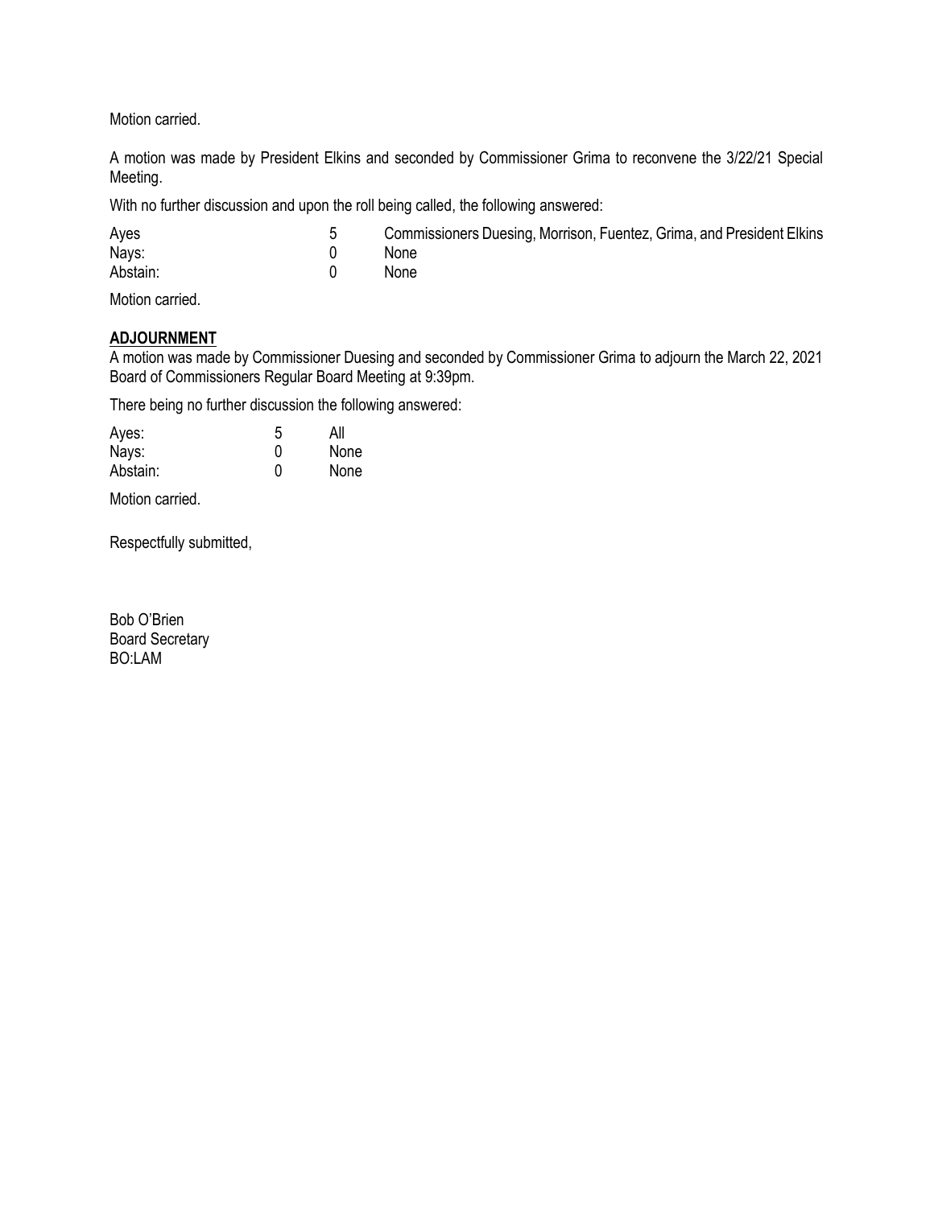Motion carried.

A motion was made by President Elkins and seconded by Commissioner Grima to reconvene the 3/22/21 Special Meeting.

With no further discussion and upon the roll being called, the following answered:

| | | |
|---|---|---|
| Ayes | 5 | Commissioners Duesing, Morrison, Fuentez, Grima, and President Elkins |
| Nays: | 0 | None |
| Abstain: | 0 | None |

Motion carried.

**ADJOURNMENT**

A motion was made by Commissioner Duesing and seconded by Commissioner Grima to adjourn the March 22, 2021 Board of Commissioners Regular Board Meeting at 9:39pm.

There being no further discussion the following answered:

| | | |
|---|---|---|
| Ayes: | 5 | All |
| Nays: | 0 | None |
| Abstain: | 0 | None |

Motion carried.

Respectfully submitted,

Bob O'Brien
Board Secretary
BO:LAM